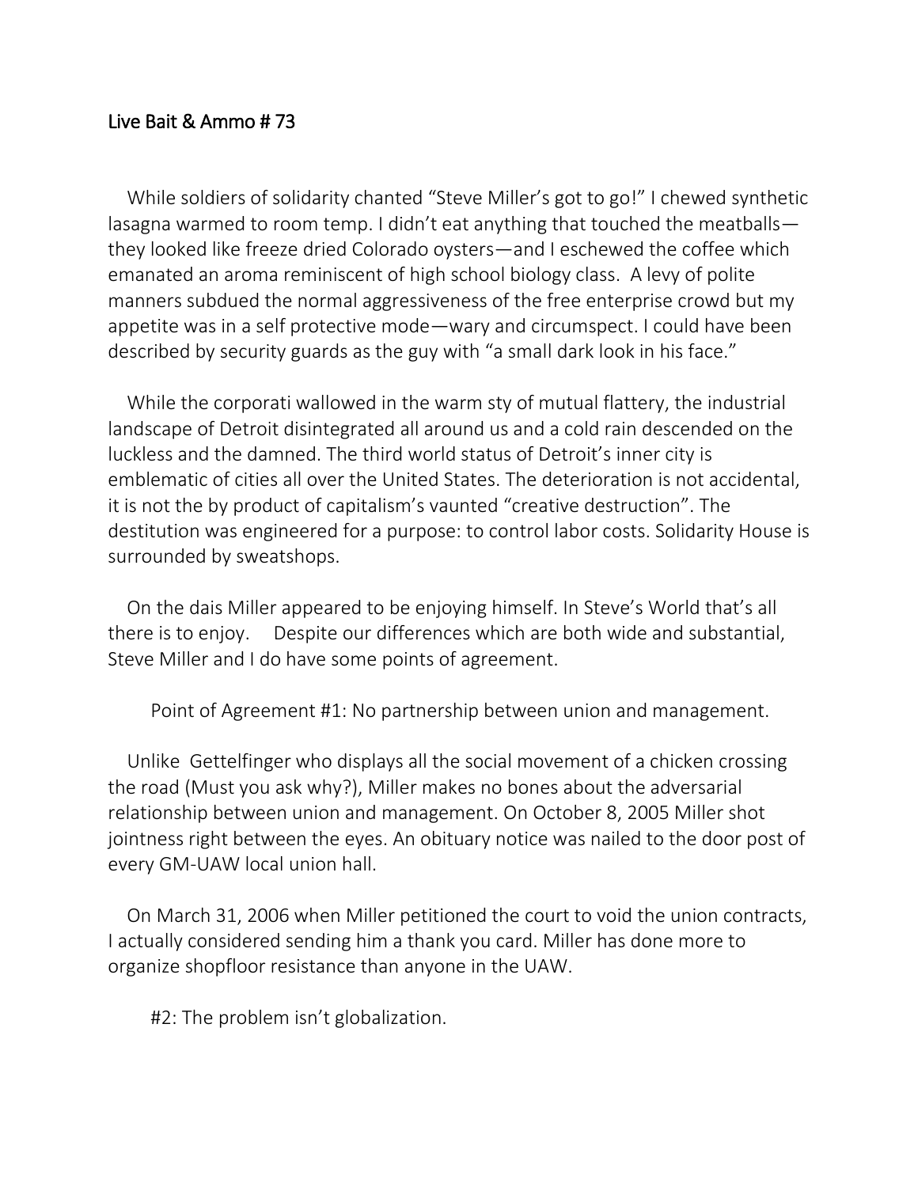## Live Bait & Ammo # 73

While soldiers of solidarity chanted "Steve Miller's got to go!" I chewed synthetic lasagna warmed to room temp. I didn't eat anything that touched the meatballs—they looked like freeze dried Colorado oysters—and I eschewed the coffee which emanated an aroma reminiscent of high school biology class. A levy of polite manners subdued the normal aggressiveness of the free enterprise crowd but my appetite was in a self protective mode—wary and circumspect. I could have been described by security guards as the guy with "a small dark look in his face."

While the corporati wallowed in the warm sty of mutual flattery, the industrial landscape of Detroit disintegrated all around us and a cold rain descended on the luckless and the damned. The third world status of Detroit's inner city is emblematic of cities all over the United States. The deterioration is not accidental, it is not the by product of capitalism's vaunted "creative destruction". The destitution was engineered for a purpose: to control labor costs. Solidarity House is surrounded by sweatshops.

On the dais Miller appeared to be enjoying himself. In Steve's World that's all there is to enjoy. Despite our differences which are both wide and substantial, Steve Miller and I do have some points of agreement.

Point of Agreement #1: No partnership between union and management.

Unlike Gettelfinger who displays all the social movement of a chicken crossing the road (Must you ask why?), Miller makes no bones about the adversarial relationship between union and management. On October 8, 2005 Miller shot jointness right between the eyes. An obituary notice was nailed to the door post of every GM-UAW local union hall.

On March 31, 2006 when Miller petitioned the court to void the union contracts, I actually considered sending him a thank you card. Miller has done more to organize shopfloor resistance than anyone in the UAW.

#2: The problem isn't globalization.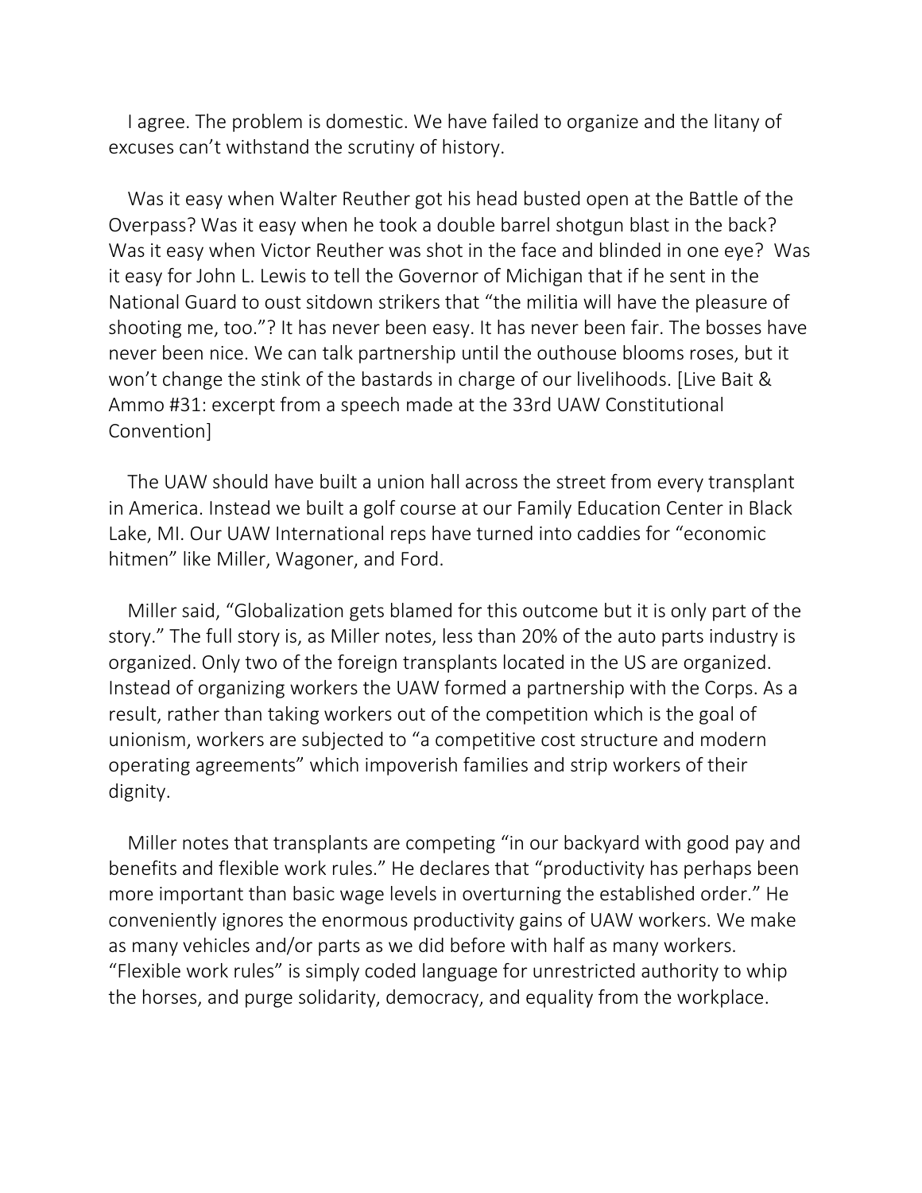I agree. The problem is domestic. We have failed to organize and the litany of excuses can't withstand the scrutiny of history.

Was it easy when Walter Reuther got his head busted open at the Battle of the Overpass? Was it easy when he took a double barrel shotgun blast in the back? Was it easy when Victor Reuther was shot in the face and blinded in one eye? Was it easy for John L. Lewis to tell the Governor of Michigan that if he sent in the National Guard to oust sitdown strikers that "the militia will have the pleasure of shooting me, too."? It has never been easy. It has never been fair. The bosses have never been nice. We can talk partnership until the outhouse blooms roses, but it won't change the stink of the bastards in charge of our livelihoods. [Live Bait & Ammo #31: excerpt from a speech made at the 33rd UAW Constitutional Convention]

The UAW should have built a union hall across the street from every transplant in America. Instead we built a golf course at our Family Education Center in Black Lake, MI. Our UAW International reps have turned into caddies for "economic hitmen" like Miller, Wagoner, and Ford.

Miller said, "Globalization gets blamed for this outcome but it is only part of the story." The full story is, as Miller notes, less than 20% of the auto parts industry is organized. Only two of the foreign transplants located in the US are organized. Instead of organizing workers the UAW formed a partnership with the Corps. As a result, rather than taking workers out of the competition which is the goal of unionism, workers are subjected to "a competitive cost structure and modern operating agreements" which impoverish families and strip workers of their dignity.

Miller notes that transplants are competing "in our backyard with good pay and benefits and flexible work rules." He declares that "productivity has perhaps been more important than basic wage levels in overturning the established order." He conveniently ignores the enormous productivity gains of UAW workers. We make as many vehicles and/or parts as we did before with half as many workers. "Flexible work rules" is simply coded language for unrestricted authority to whip the horses, and purge solidarity, democracy, and equality from the workplace.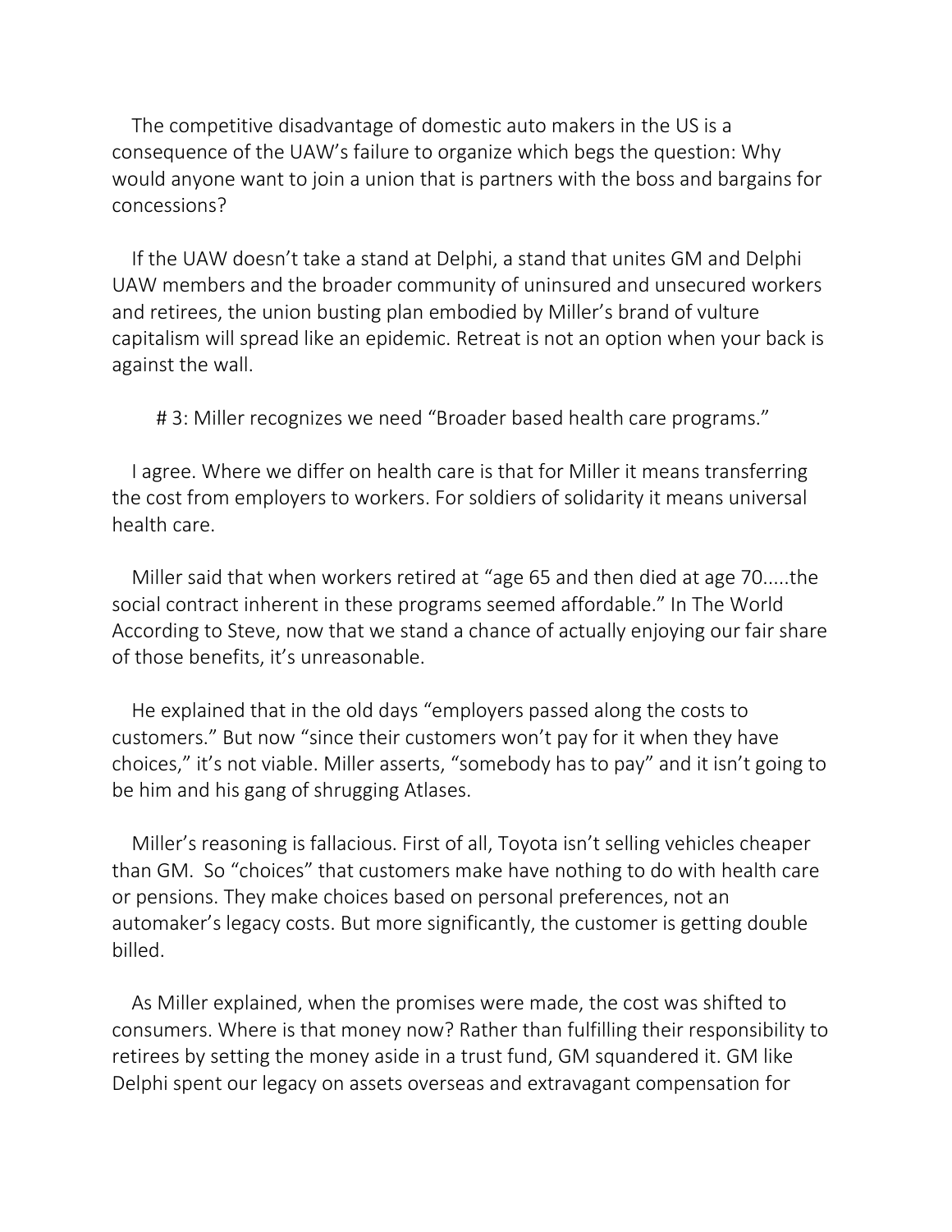The competitive disadvantage of domestic auto makers in the US is a consequence of the UAW's failure to organize which begs the question: Why would anyone want to join a union that is partners with the boss and bargains for concessions?

If the UAW doesn't take a stand at Delphi, a stand that unites GM and Delphi UAW members and the broader community of uninsured and unsecured workers and retirees, the union busting plan embodied by Miller's brand of vulture capitalism will spread like an epidemic. Retreat is not an option when your back is against the wall.

# 3: Miller recognizes we need "Broader based health care programs."

I agree. Where we differ on health care is that for Miller it means transferring the cost from employers to workers. For soldiers of solidarity it means universal health care.

Miller said that when workers retired at "age 65 and then died at age 70.....the social contract inherent in these programs seemed affordable." In The World According to Steve, now that we stand a chance of actually enjoying our fair share of those benefits, it's unreasonable.

He explained that in the old days "employers passed along the costs to customers." But now "since their customers won't pay for it when they have choices," it's not viable. Miller asserts, "somebody has to pay" and it isn't going to be him and his gang of shrugging Atlases.

Miller's reasoning is fallacious. First of all, Toyota isn't selling vehicles cheaper than GM. So "choices" that customers make have nothing to do with health care or pensions. They make choices based on personal preferences, not an automaker's legacy costs. But more significantly, the customer is getting double billed.

As Miller explained, when the promises were made, the cost was shifted to consumers. Where is that money now? Rather than fulfilling their responsibility to retirees by setting the money aside in a trust fund, GM squandered it. GM like Delphi spent our legacy on assets overseas and extravagant compensation for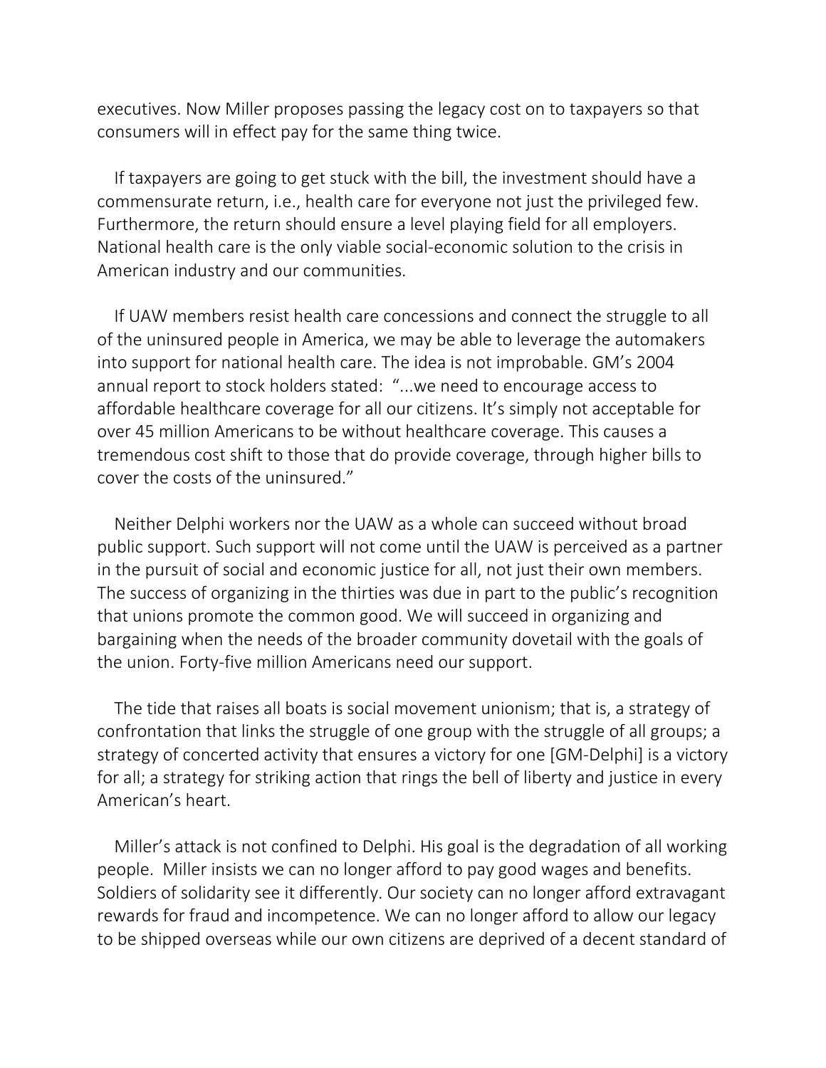executives. Now Miller proposes passing the legacy cost on to taxpayers so that consumers will in effect pay for the same thing twice.

If taxpayers are going to get stuck with the bill, the investment should have a commensurate return, i.e., health care for everyone not just the privileged few. Furthermore, the return should ensure a level playing field for all employers. National health care is the only viable social-economic solution to the crisis in American industry and our communities.

If UAW members resist health care concessions and connect the struggle to all of the uninsured people in America, we may be able to leverage the automakers into support for national health care. The idea is not improbable. GM's 2004 annual report to stock holders stated: "...we need to encourage access to affordable healthcare coverage for all our citizens. It's simply not acceptable for over 45 million Americans to be without healthcare coverage. This causes a tremendous cost shift to those that do provide coverage, through higher bills to cover the costs of the uninsured."

Neither Delphi workers nor the UAW as a whole can succeed without broad public support. Such support will not come until the UAW is perceived as a partner in the pursuit of social and economic justice for all, not just their own members. The success of organizing in the thirties was due in part to the public's recognition that unions promote the common good. We will succeed in organizing and bargaining when the needs of the broader community dovetail with the goals of the union. Forty-five million Americans need our support.

The tide that raises all boats is social movement unionism; that is, a strategy of confrontation that links the struggle of one group with the struggle of all groups; a strategy of concerted activity that ensures a victory for one [GM-Delphi] is a victory for all; a strategy for striking action that rings the bell of liberty and justice in every American's heart.

Miller's attack is not confined to Delphi. His goal is the degradation of all working people. Miller insists we can no longer afford to pay good wages and benefits. Soldiers of solidarity see it differently. Our society can no longer afford extravagant rewards for fraud and incompetence. We can no longer afford to allow our legacy to be shipped overseas while our own citizens are deprived of a decent standard of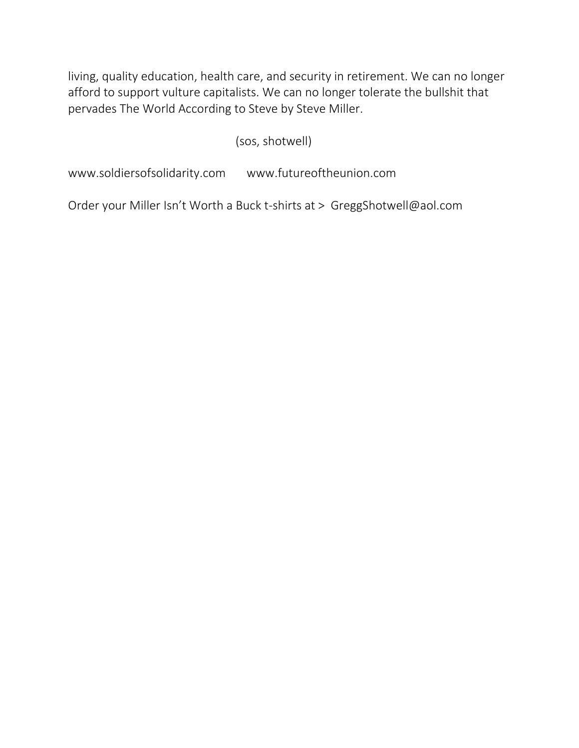living, quality education, health care, and security in retirement. We can no longer afford to support vulture capitalists. We can no longer tolerate the bullshit that pervades The World According to Steve by Steve Miller.

(sos, shotwell)

www.soldiersofsolidarity.com www.futureoftheunion.com

Order your Miller Isn't Worth a Buck t-shirts at > GreggShotwell@aol.com